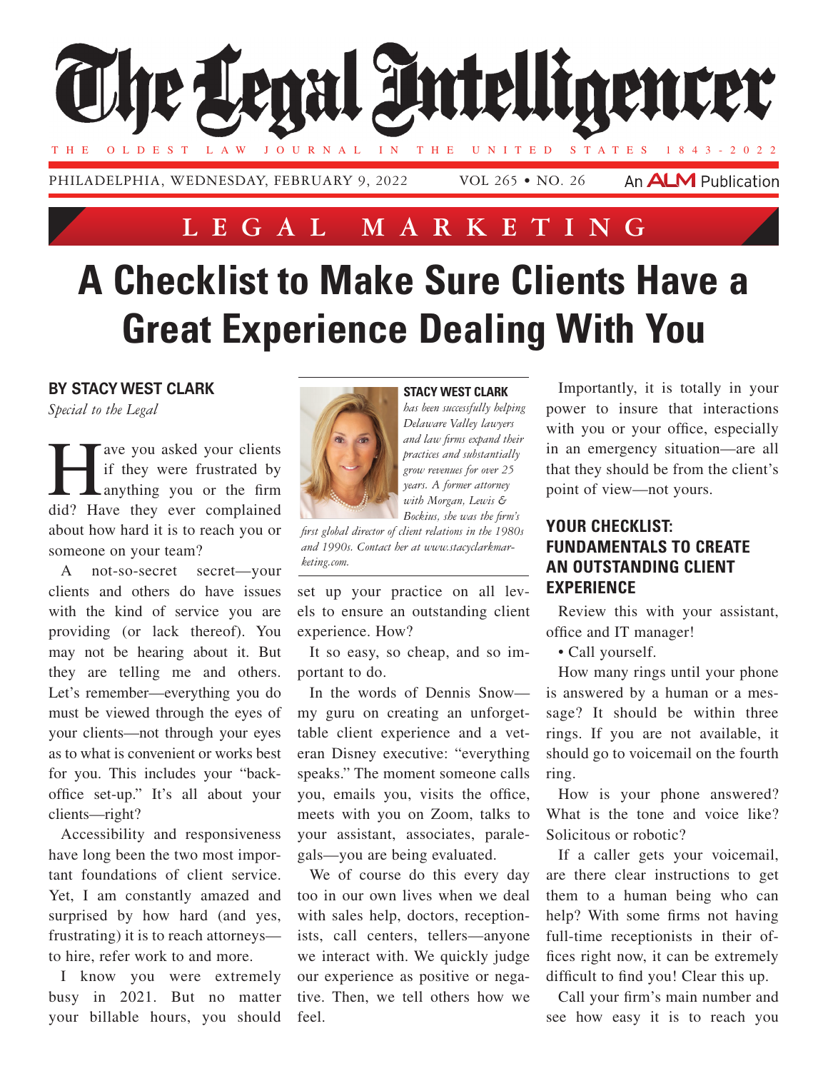# The Legal Intelligencer

THE OLDEST LAW JOURNAL IN THE UNITED STATES 1843-2022

PHILADELPHIA, WEDNESDAY, FEBRUARY 9, 2022 VOL 265 • NO. 26 An ALM Publication

## LEGAL MARKETING

# A Checklist to Make Sure Clients Have a Great Experience Dealing With You

**BY STACY WEST CLARK**

*Special to the Legal*

Have you asked your clients if they were frustrated by anything you or the firm did? Have they ever complained about how hard it is to reach you or someone on your team?

A not-so-secret secret—your clients and others do have issues with the kind of service you are providing (or lack thereof). You may not be hearing about it. But they are telling me and others. Let's remember—everything you do must be viewed through the eyes of your clients—not through your eyes as to what is convenient or works best for you. This includes your "back-office set-up." It's all about your clients—right?

Accessibility and responsiveness have long been the two most important foundations of client service. Yet, I am constantly amazed and surprised by how hard (and yes, frustrating) it is to reach attorneys—to hire, refer work to and more.

I know you were extremely busy in 2021. But no matter your billable hours, you should set up your practice on all levels to ensure an outstanding client experience. How?

It so easy, so cheap, and so important to do.

In the words of Dennis Snow—my guru on creating an unforgettable client experience and a veteran Disney executive: "everything speaks." The moment someone calls you, emails you, visits the office, meets with you on Zoom, talks to your assistant, associates, paralegals—you are being evaluated.

We of course do this every day too in our own lives when we deal with sales help, doctors, receptionists, call centers, tellers—anyone we interact with. We quickly judge our experience as positive or negative. Then, we tell others how we feel.

**STACY WEST CLARK** *has been successfully helping Delaware Valley lawyers and law firms expand their practices and substantially grow revenues for over 25 years. A former attorney with Morgan, Lewis & Bockius, she was the firm's first global director of client relations in the 1980s and 1990s. Contact her at www.stacyclarkmarketing.com.*

Importantly, it is totally in your power to insure that interactions with you or your office, especially in an emergency situation—are all that they should be from the client's point of view—not yours.

### YOUR CHECKLIST: FUNDAMENTALS TO CREATE AN OUTSTANDING CLIENT EXPERIENCE

Review this with your assistant, office and IT manager!

• Call yourself.

How many rings until your phone is answered by a human or a message? It should be within three rings. If you are not available, it should go to voicemail on the fourth ring.

How is your phone answered? What is the tone and voice like? Solicitous or robotic?

If a caller gets your voicemail, are there clear instructions to get them to a human being who can help? With some firms not having full-time receptionists in their offices right now, it can be extremely difficult to find you! Clear this up.

Call your firm's main number and see how easy it is to reach you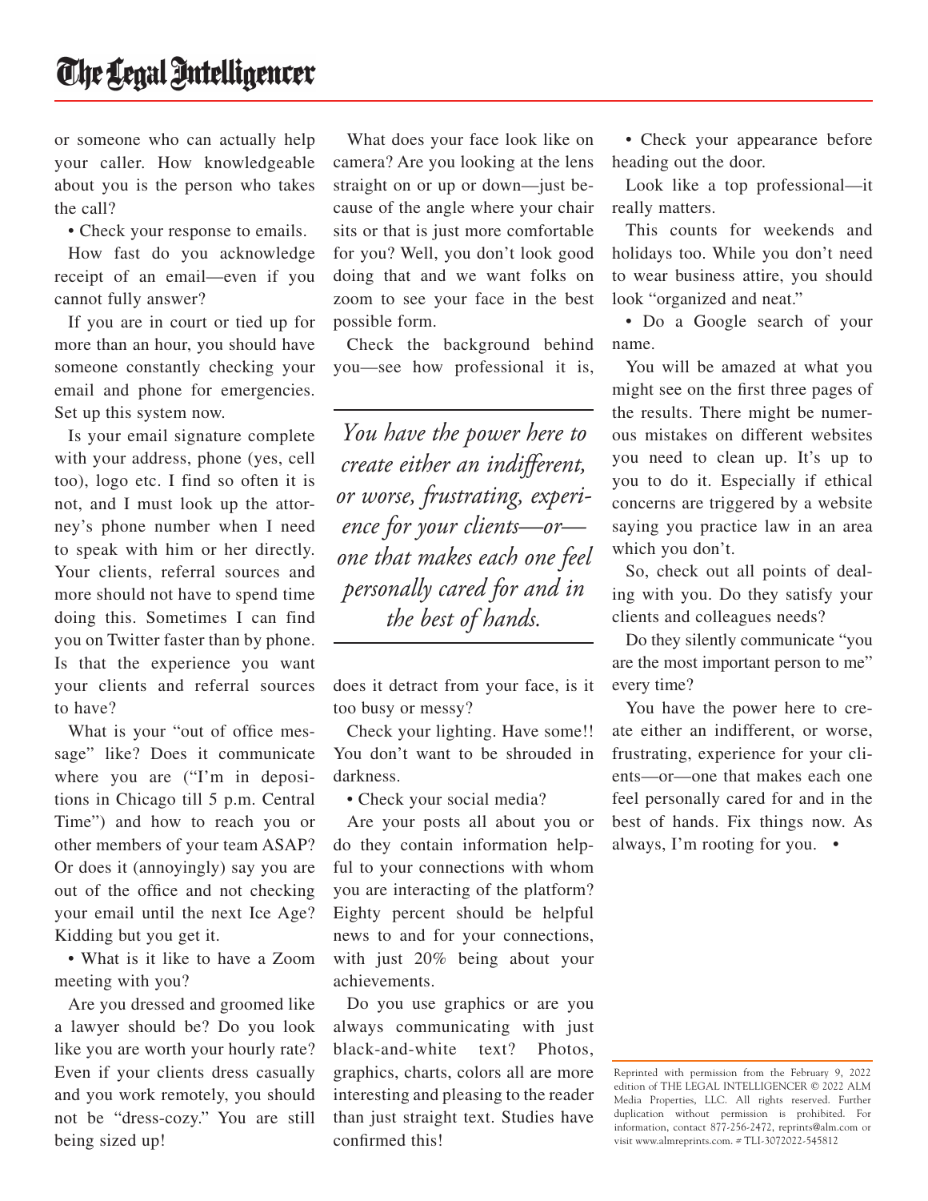or someone who can actually help your caller. How knowledgeable about you is the person who takes the call?

• Check your response to emails.

How fast do you acknowledge receipt of an email—even if you cannot fully answer?

If you are in court or tied up for more than an hour, you should have someone constantly checking your email and phone for emergencies. Set up this system now.

Is your email signature complete with your address, phone (yes, cell too), logo etc. I find so often it is not, and I must look up the attorney's phone number when I need to speak with him or her directly. Your clients, referral sources and more should not have to spend time doing this. Sometimes I can find you on Twitter faster than by phone. Is that the experience you want your clients and referral sources to have?

What is your "out of office message" like? Does it communicate where you are ("I'm in depositions in Chicago till 5 p.m. Central Time") and how to reach you or other members of your team ASAP? Or does it (annoyingly) say you are out of the office and not checking your email until the next Ice Age? Kidding but you get it.

• What is it like to have a Zoom meeting with you?

Are you dressed and groomed like a lawyer should be? Do you look like you are worth your hourly rate? Even if your clients dress casually and you work remotely, you should not be "dress-cozy." You are still being sized up!

What does your face look like on camera? Are you looking at the lens straight on or up or down—just because of the angle where your chair sits or that is just more comfortable for you? Well, you don't look good doing that and we want folks on zoom to see your face in the best possible form.

Check the background behind you—see how professional it is, does it detract from your face, is it too busy or messy?

*You have the power here to create either an indifferent, or worse, frustrating, experience for your clients—or—one that makes each one feel personally cared for and in the best of hands.*

Check your lighting. Have some!! You don't want to be shrouded in darkness.

• Check your social media?

Are your posts all about you or do they contain information helpful to your connections with whom you are interacting of the platform? Eighty percent should be helpful news to and for your connections, with just 20% being about your achievements.

Do you use graphics or are you always communicating with just black-and-white text? Photos, graphics, charts, colors all are more interesting and pleasing to the reader than just straight text. Studies have confirmed this!

• Check your appearance before heading out the door.

Look like a top professional—it really matters.

This counts for weekends and holidays too. While you don't need to wear business attire, you should look "organized and neat."

• Do a Google search of your name.

You will be amazed at what you might see on the first three pages of the results. There might be numerous mistakes on different websites you need to clean up. It's up to you to do it. Especially if ethical concerns are triggered by a website saying you practice law in an area which you don't.

So, check out all points of dealing with you. Do they satisfy your clients and colleagues needs?

Do they silently communicate "you are the most important person to me" every time?

You have the power here to create either an indifferent, or worse, frustrating, experience for your clients—or—one that makes each one feel personally cared for and in the best of hands. Fix things now. As always, I'm rooting for you. •

Reprinted with permission from the February 9, 2022 edition of THE LEGAL INTELLIGENCER © 2022 ALM Media Properties, LLC. All rights reserved. Further duplication without permission is prohibited. For information, contact 877-256-2472, reprints@alm.com or visit www.almreprints.com. # TLI-3072022-545812